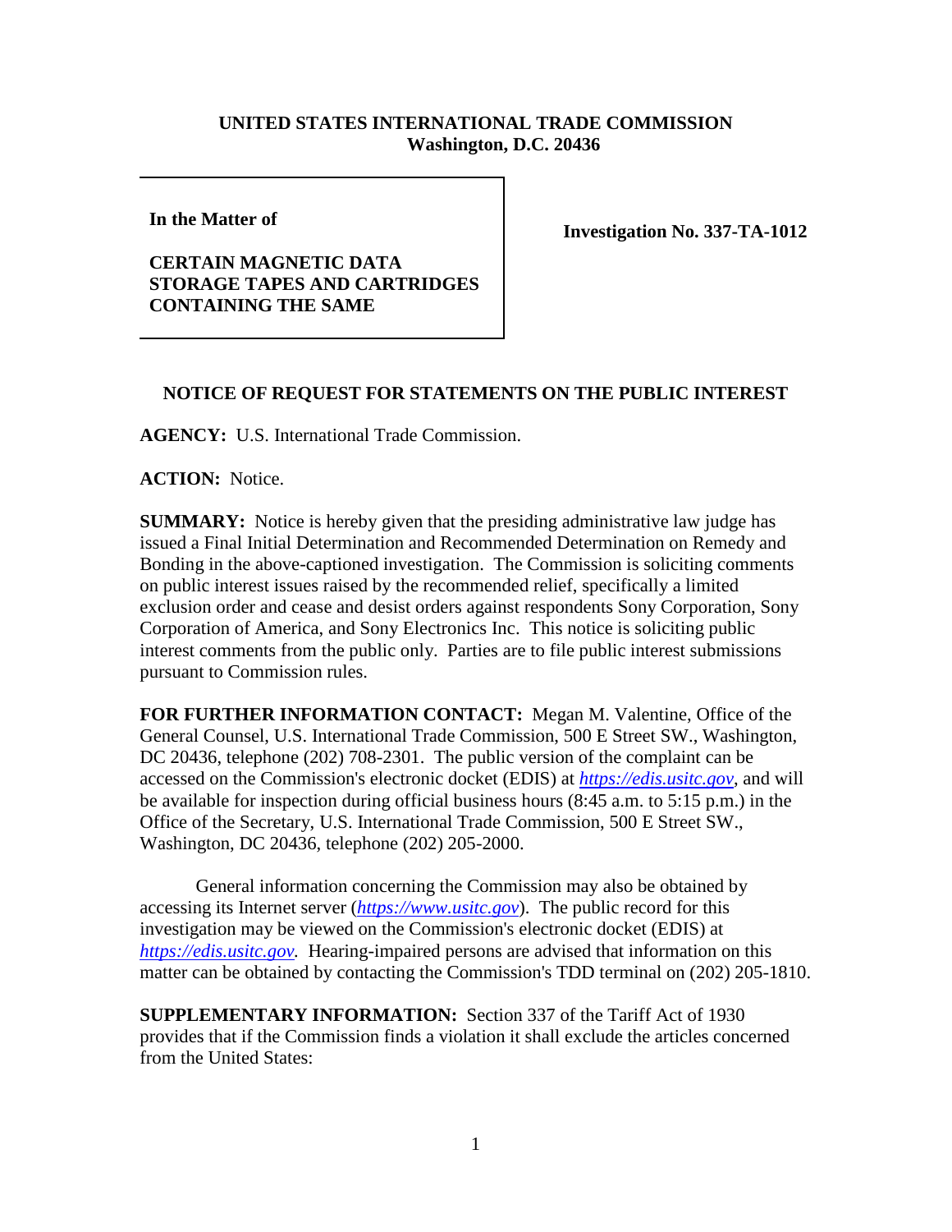**UNITED STATES INTERNATIONAL TRADE COMMISSION**
**Washington, D.C. 20436**

| **In the Matter of**<br><br>**CERTAIN MAGNETIC DATA STORAGE TAPES AND CARTRIDGES CONTAINING THE SAME** | **Investigation No. 337-TA-1012** |
|---|---|

## NOTICE OF REQUEST FOR STATEMENTS ON THE PUBLIC INTEREST

**AGENCY:** U.S. International Trade Commission.

**ACTION:** Notice.

**SUMMARY:** Notice is hereby given that the presiding administrative law judge has issued a Final Initial Determination and Recommended Determination on Remedy and Bonding in the above-captioned investigation. The Commission is soliciting comments on public interest issues raised by the recommended relief, specifically a limited exclusion order and cease and desist orders against respondents Sony Corporation, Sony Corporation of America, and Sony Electronics Inc. This notice is soliciting public interest comments from the public only. Parties are to file public interest submissions pursuant to Commission rules.

**FOR FURTHER INFORMATION CONTACT:** Megan M. Valentine, Office of the General Counsel, U.S. International Trade Commission, 500 E Street SW., Washington, DC 20436, telephone (202) 708-2301. The public version of the complaint can be accessed on the Commission's electronic docket (EDIS) at *https://edis.usitc.gov*, and will be available for inspection during official business hours (8:45 a.m. to 5:15 p.m.) in the Office of the Secretary, U.S. International Trade Commission, 500 E Street SW., Washington, DC 20436, telephone (202) 205-2000.

General information concerning the Commission may also be obtained by accessing its Internet server (*https://www.usitc.gov*). The public record for this investigation may be viewed on the Commission's electronic docket (EDIS) at *https://edis.usitc.gov.* Hearing-impaired persons are advised that information on this matter can be obtained by contacting the Commission's TDD terminal on (202) 205-1810.

**SUPPLEMENTARY INFORMATION:** Section 337 of the Tariff Act of 1930 provides that if the Commission finds a violation it shall exclude the articles concerned from the United States: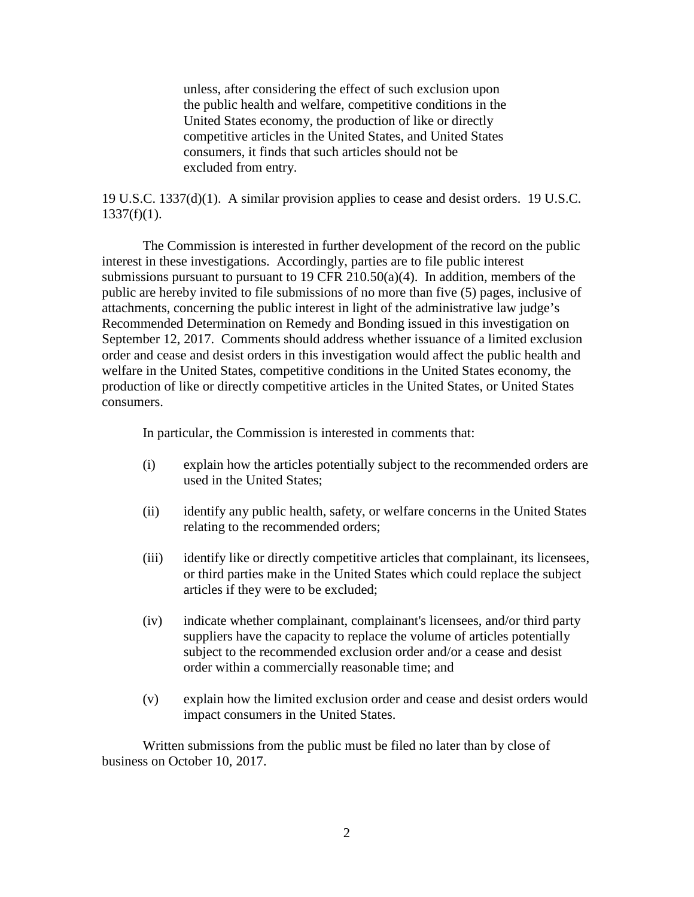> unless, after considering the effect of such exclusion upon the public health and welfare, competitive conditions in the United States economy, the production of like or directly competitive articles in the United States, and United States consumers, it finds that such articles should not be excluded from entry.

19 U.S.C. 1337(d)(1). A similar provision applies to cease and desist orders. 19 U.S.C. 1337(f)(1).

The Commission is interested in further development of the record on the public interest in these investigations. Accordingly, parties are to file public interest submissions pursuant to pursuant to 19 CFR 210.50(a)(4). In addition, members of the public are hereby invited to file submissions of no more than five (5) pages, inclusive of attachments, concerning the public interest in light of the administrative law judge's Recommended Determination on Remedy and Bonding issued in this investigation on September 12, 2017. Comments should address whether issuance of a limited exclusion order and cease and desist orders in this investigation would affect the public health and welfare in the United States, competitive conditions in the United States economy, the production of like or directly competitive articles in the United States, or United States consumers.

In particular, the Commission is interested in comments that:

(i) explain how the articles potentially subject to the recommended orders are used in the United States;

(ii) identify any public health, safety, or welfare concerns in the United States relating to the recommended orders;

(iii) identify like or directly competitive articles that complainant, its licensees, or third parties make in the United States which could replace the subject articles if they were to be excluded;

(iv) indicate whether complainant, complainant's licensees, and/or third party suppliers have the capacity to replace the volume of articles potentially subject to the recommended exclusion order and/or a cease and desist order within a commercially reasonable time; and

(v) explain how the limited exclusion order and cease and desist orders would impact consumers in the United States.

Written submissions from the public must be filed no later than by close of business on October 10, 2017.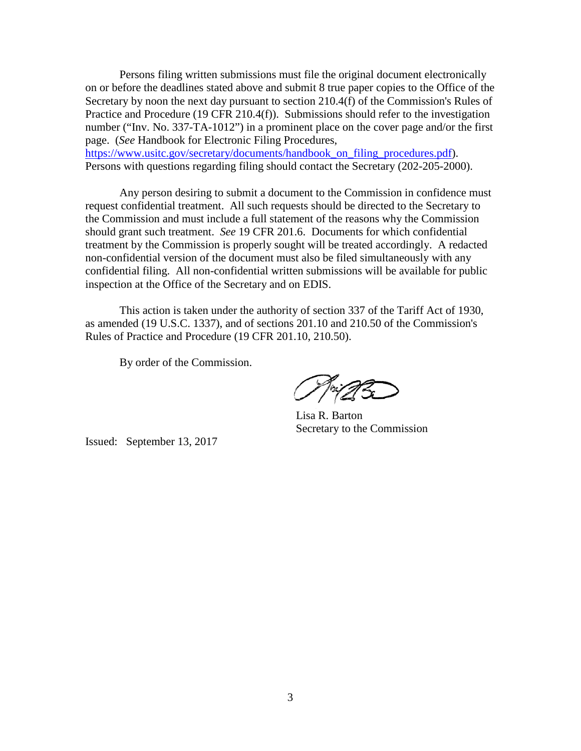Persons filing written submissions must file the original document electronically on or before the deadlines stated above and submit 8 true paper copies to the Office of the Secretary by noon the next day pursuant to section 210.4(f) of the Commission's Rules of Practice and Procedure (19 CFR 210.4(f)). Submissions should refer to the investigation number ("Inv. No. 337-TA-1012") in a prominent place on the cover page and/or the first page. (*See* Handbook for Electronic Filing Procedures, https://www.usitc.gov/secretary/documents/handbook_on_filing_procedures.pdf). Persons with questions regarding filing should contact the Secretary (202-205-2000).

Any person desiring to submit a document to the Commission in confidence must request confidential treatment. All such requests should be directed to the Secretary to the Commission and must include a full statement of the reasons why the Commission should grant such treatment. *See* 19 CFR 201.6. Documents for which confidential treatment by the Commission is properly sought will be treated accordingly. A redacted non-confidential version of the document must also be filed simultaneously with any confidential filing. All non-confidential written submissions will be available for public inspection at the Office of the Secretary and on EDIS.

This action is taken under the authority of section 337 of the Tariff Act of 1930, as amended (19 U.S.C. 1337), and of sections 201.10 and 210.50 of the Commission's Rules of Practice and Procedure (19 CFR 201.10, 210.50).

By order of the Commission.

Lisa R. Barton
Secretary to the Commission

Issued: September 13, 2017